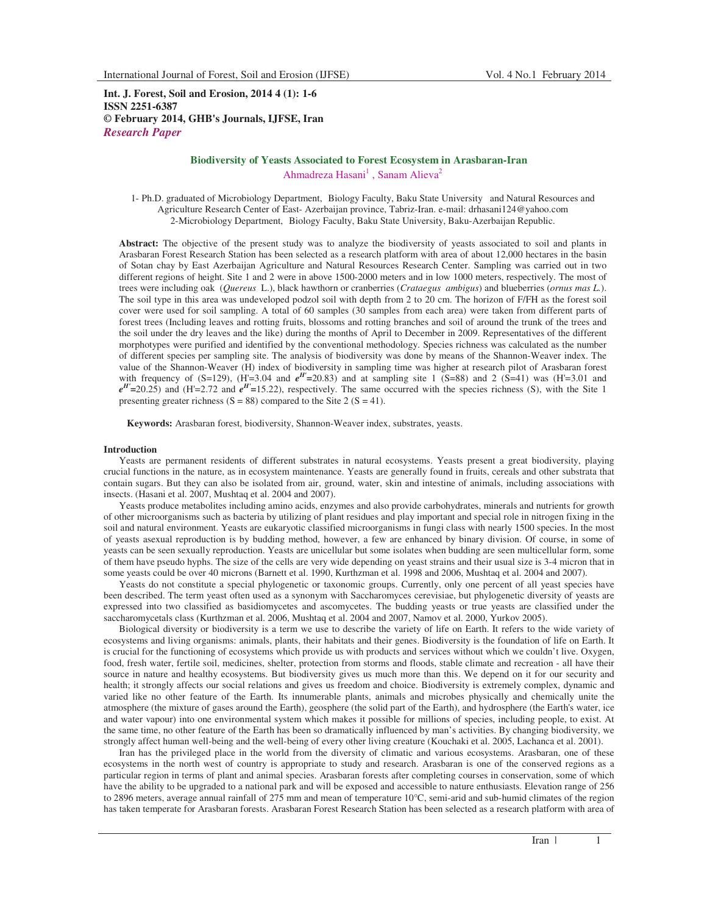**Int. J. Forest, Soil and Erosion, 2014 4 (1): 1-6**
**ISSN 2251-6387**
**© February 2014, GHB's Journals, IJFSE, Iran**
***Research Paper***

# Biodiversity of Yeasts Associated to Forest Ecosystem in Arasbaran-Iran

Ahmadreza Hasani[1] , Sanam Alieva[2]

1- Ph.D. graduated of Microbiology Department, Biology Faculty, Baku State University and Natural Resources and Agriculture Research Center of East- Azerbaijan province, Tabriz-Iran. e-mail: drhasani124@yahoo.com
2-Microbiology Department, Biology Faculty, Baku State University, Baku-Azerbaijan Republic.

**Abstract:** The objective of the present study was to analyze the biodiversity of yeasts associated to soil and plants in Arasbaran Forest Research Station has been selected as a research platform with area of about 12,000 hectares in the basin of Sotan chay by East Azerbaijan Agriculture and Natural Resources Research Center. Sampling was carried out in two different regions of height. Site 1 and 2 were in above 1500-2000 meters and in low 1000 meters, respectively. The most of trees were including oak (*Quereus* L.), black hawthorn or cranberries (*Crataegus ambigus*) and blueberries (*ornus mas L.*). The soil type in this area was undeveloped podzol soil with depth from 2 to 20 cm. The horizon of F/FH as the forest soil cover were used for soil sampling. A total of 60 samples (30 samples from each area) were taken from different parts of forest trees (Including leaves and rotting fruits, blossoms and rotting branches and soil of around the trunk of the trees and the soil under the dry leaves and the like) during the months of April to December in 2009. Representatives of the different morphotypes were purified and identified by the conventional methodology. Species richness was calculated as the number of different species per sampling site. The analysis of biodiversity was done by means of the Shannon-Weaver index. The value of the Shannon-Weaver (H) index of biodiversity in sampling time was higher at research pilot of Arasbaran forest with frequency of (S=129), (H'=3.04 and $e^{H'}$=20.83) and at sampling site 1 (S=88) and 2 (S=41) was (H'=3.01 and $e^{H'}$=20.25) and (H'=2.72 and $e^{H'}$=15.22), respectively. The same occurred with the species richness (S), with the Site 1 presenting greater richness (S = 88) compared to the Site 2 (S = 41).

**Keywords:** Arasbaran forest, biodiversity, Shannon-Weaver index, substrates, yeasts.

## Introduction

Yeasts are permanent residents of different substrates in natural ecosystems. Yeasts present a great biodiversity, playing crucial functions in the nature, as in ecosystem maintenance. Yeasts are generally found in fruits, cereals and other substrata that contain sugars. But they can also be isolated from air, ground, water, skin and intestine of animals, including associations with insects. (Hasani et al. 2007, Mushtaq et al. 2004 and 2007).

Yeasts produce metabolites including amino acids, enzymes and also provide carbohydrates, minerals and nutrients for growth of other microorganisms such as bacteria by utilizing of plant residues and play important and special role in nitrogen fixing in the soil and natural environment. Yeasts are eukaryotic classified microorganisms in fungi class with nearly 1500 species. In the most of yeasts asexual reproduction is by budding method, however, a few are enhanced by binary division. Of course, in some of yeasts can be seen sexually reproduction. Yeasts are unicellular but some isolates when budding are seen multicellular form, some of them have pseudo hyphs. The size of the cells are very wide depending on yeast strains and their usual size is 3-4 micron that in some yeasts could be over 40 microns (Barnett et al. 1990, Kurthzman et al. 1998 and 2006, Mushtaq et al. 2004 and 2007).

Yeasts do not constitute a special phylogenetic or taxonomic groups. Currently, only one percent of all yeast species have been described. The term yeast often used as a synonym with Saccharomyces cerevisiae, but phylogenetic diversity of yeasts are expressed into two classified as basidiomycetes and ascomycetes. The budding yeasts or true yeasts are classified under the saccharomycetals class (Kurthzman et al. 2006, Mushtaq et al. 2004 and 2007, Namov et al. 2000, Yurkov 2005).

Biological diversity or biodiversity is a term we use to describe the variety of life on Earth. It refers to the wide variety of ecosystems and living organisms: animals, plants, their habitats and their genes. Biodiversity is the foundation of life on Earth. It is crucial for the functioning of ecosystems which provide us with products and services without which we couldn't live. Oxygen, food, fresh water, fertile soil, medicines, shelter, protection from storms and floods, stable climate and recreation - all have their source in nature and healthy ecosystems. But biodiversity gives us much more than this. We depend on it for our security and health; it strongly affects our social relations and gives us freedom and choice. Biodiversity is extremely complex, dynamic and varied like no other feature of the Earth. Its innumerable plants, animals and microbes physically and chemically unite the atmosphere (the mixture of gases around the Earth), geosphere (the solid part of the Earth), and hydrosphere (the Earth's water, ice and water vapour) into one environmental system which makes it possible for millions of species, including people, to exist. At the same time, no other feature of the Earth has been so dramatically influenced by man's activities. By changing biodiversity, we strongly affect human well-being and the well-being of every other living creature (Kouchaki et al. 2005, Lachanca et al. 2001).

Iran has the privileged place in the world from the diversity of climatic and various ecosystems. Arasbaran, one of these ecosystems in the north west of country is appropriate to study and research. Arasbaran is one of the conserved regions as a particular region in terms of plant and animal species. Arasbaran forests after completing courses in conservation, some of which have the ability to be upgraded to a national park and will be exposed and accessible to nature enthusiasts. Elevation range of 256 to 2896 meters, average annual rainfall of 275 mm and mean of temperature 10°C, semi-arid and sub-humid climates of the region has taken temperate for Arasbaran forests. Arasbaran Forest Research Station has been selected as a research platform with area of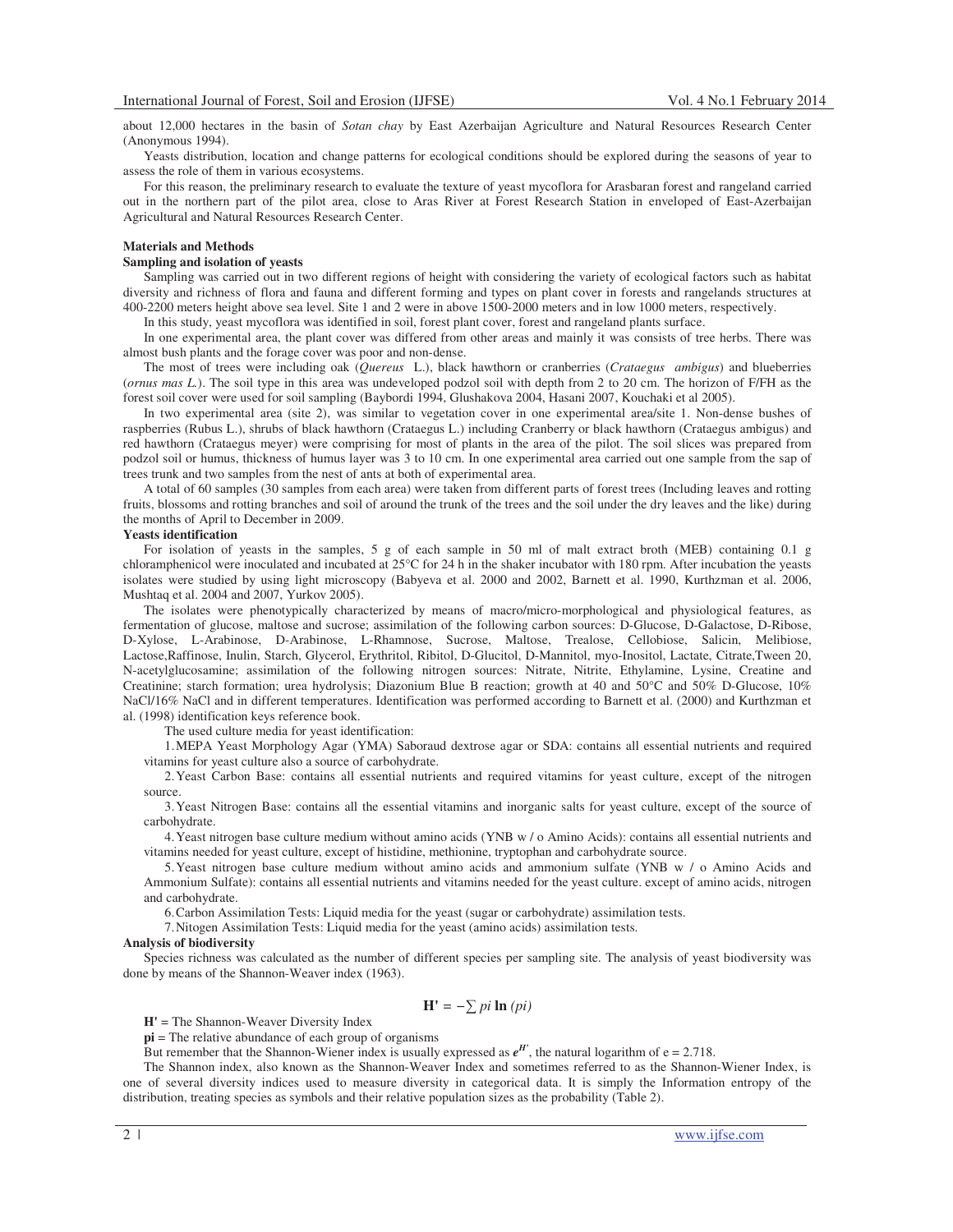about 12,000 hectares in the basin of *Sotan chay* by East Azerbaijan Agriculture and Natural Resources Research Center (Anonymous 1994).

Yeasts distribution, location and change patterns for ecological conditions should be explored during the seasons of year to assess the role of them in various ecosystems.

For this reason, the preliminary research to evaluate the texture of yeast mycoflora for Arasbaran forest and rangeland carried out in the northern part of the pilot area, close to Aras River at Forest Research Station in enveloped of East-Azerbaijan Agricultural and Natural Resources Research Center.

## Materials and Methods

### Sampling and isolation of yeasts

Sampling was carried out in two different regions of height with considering the variety of ecological factors such as habitat diversity and richness of flora and fauna and different forming and types on plant cover in forests and rangelands structures at 400-2200 meters height above sea level. Site 1 and 2 were in above 1500-2000 meters and in low 1000 meters, respectively.

In this study, yeast mycoflora was identified in soil, forest plant cover, forest and rangeland plants surface.

In one experimental area, the plant cover was differed from other areas and mainly it was consists of tree herbs. There was almost bush plants and the forage cover was poor and non-dense.

The most of trees were including oak (*Quereus* L.), black hawthorn or cranberries (*Crataegus ambigus*) and blueberries (*ornus mas L.*). The soil type in this area was undeveloped podzol soil with depth from 2 to 20 cm. The horizon of F/FH as the forest soil cover were used for soil sampling (Baybordi 1994, Glushakova 2004, Hasani 2007, Kouchaki et al 2005).

In two experimental area (site 2), was similar to vegetation cover in one experimental area/site 1. Non-dense bushes of raspberries (Rubus L.), shrubs of black hawthorn (Crataegus L.) including Cranberry or black hawthorn (Crataegus ambigus) and red hawthorn (Crataegus meyer) were comprising for most of plants in the area of the pilot. The soil slices was prepared from podzol soil or humus, thickness of humus layer was 3 to 10 cm. In one experimental area carried out one sample from the sap of trees trunk and two samples from the nest of ants at both of experimental area.

A total of 60 samples (30 samples from each area) were taken from different parts of forest trees (Including leaves and rotting fruits, blossoms and rotting branches and soil of around the trunk of the trees and the soil under the dry leaves and the like) during the months of April to December in 2009.

### Yeasts identification

For isolation of yeasts in the samples, 5 g of each sample in 50 ml of malt extract broth (MEB) containing 0.1 g chloramphenicol were inoculated and incubated at 25°C for 24 h in the shaker incubator with 180 rpm. After incubation the yeasts isolates were studied by using light microscopy (Babyeva et al. 2000 and 2002, Barnett et al. 1990, Kurthzman et al. 2006, Mushtaq et al. 2004 and 2007, Yurkov 2005).

The isolates were phenotypically characterized by means of macro/micro-morphological and physiological features, as fermentation of glucose, maltose and sucrose; assimilation of the following carbon sources: D-Glucose, D-Galactose, D-Ribose, D-Xylose, L-Arabinose, D-Arabinose, L-Rhamnose, Sucrose, Maltose, Trealose, Cellobiose, Salicin, Melibiose, Lactose,Raffinose, Inulin, Starch, Glycerol, Erythritol, Ribitol, D-Glucitol, D-Mannitol, myo-Inositol, Lactate, Citrate,Tween 20, N-acetylglucosamine; assimilation of the following nitrogen sources: Nitrate, Nitrite, Ethylamine, Lysine, Creatine and Creatinine; starch formation; urea hydrolysis; Diazonium Blue B reaction; growth at 40 and 50°C and 50% D-Glucose, 10% NaCl/16% NaCl and in different temperatures. Identification was performed according to Barnett et al. (2000) and Kurthzman et al. (1998) identification keys reference book.

The used culture media for yeast identification:

1. MEPA Yeast Morphology Agar (YMA) Saboraud dextrose agar or SDA: contains all essential nutrients and required vitamins for yeast culture also a source of carbohydrate.
2. Yeast Carbon Base: contains all essential nutrients and required vitamins for yeast culture, except of the nitrogen source.
3. Yeast Nitrogen Base: contains all the essential vitamins and inorganic salts for yeast culture, except of the source of carbohydrate.
4. Yeast nitrogen base culture medium without amino acids (YNB w / o Amino Acids): contains all essential nutrients and vitamins needed for yeast culture, except of histidine, methionine, tryptophan and carbohydrate source.
5. Yeast nitrogen base culture medium without amino acids and ammonium sulfate (YNB w / o Amino Acids and Ammonium Sulfate): contains all essential nutrients and vitamins needed for the yeast culture. except of amino acids, nitrogen and carbohydrate.
6. Carbon Assimilation Tests: Liquid media for the yeast (sugar or carbohydrate) assimilation tests.
7. Nitogen Assimilation Tests: Liquid media for the yeast (amino acids) assimilation tests.

### Analysis of biodiversity

Species richness was calculated as the number of different species per sampling site. The analysis of yeast biodiversity was done by means of the Shannon-Weaver index (1963).

$$\mathbf{H'} = -\sum pi \, \mathbf{ln} \, (pi)$$

**H'** = The Shannon-Weaver Diversity Index

**pi** = The relative abundance of each group of organisms

But remember that the Shannon-Wiener index is usually expressed as $e^{H'}$, the natural logarithm of e = 2.718.

The Shannon index, also known as the Shannon-Weaver Index and sometimes referred to as the Shannon-Wiener Index, is one of several diversity indices used to measure diversity in categorical data. It is simply the Information entropy of the distribution, treating species as symbols and their relative population sizes as the probability (Table 2).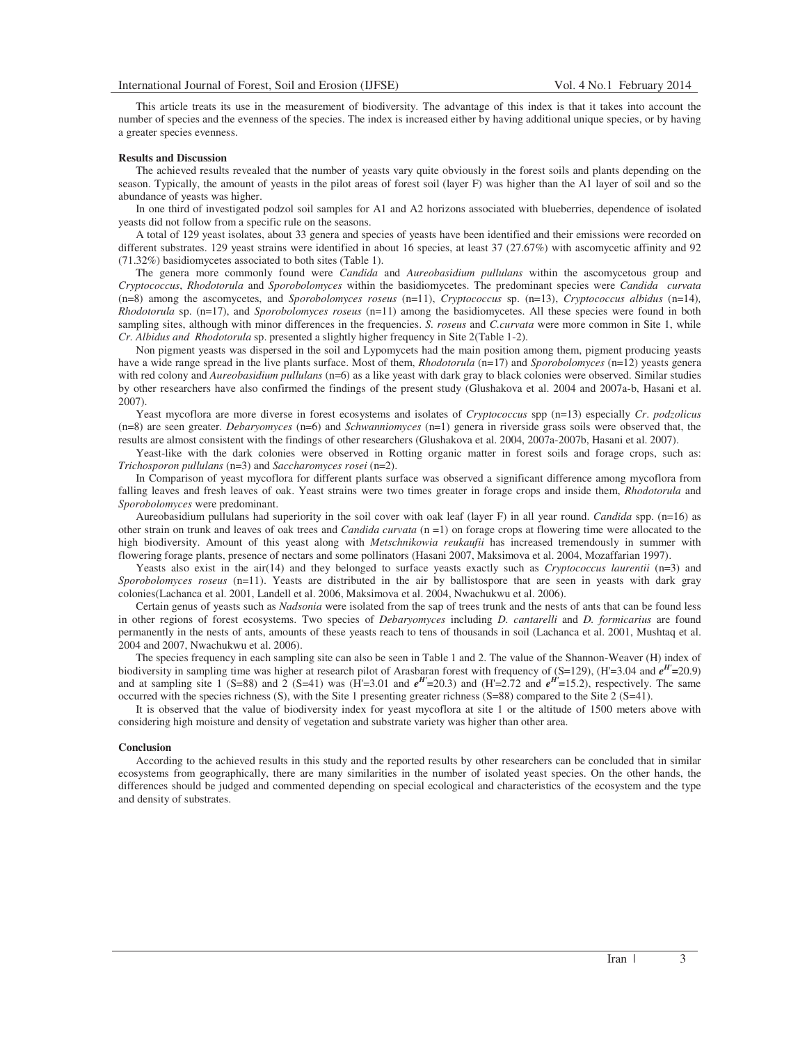This article treats its use in the measurement of biodiversity. The advantage of this index is that it takes into account the number of species and the evenness of the species. The index is increased either by having additional unique species, or by having a greater species evenness.

**Results and Discussion**

The achieved results revealed that the number of yeasts vary quite obviously in the forest soils and plants depending on the season. Typically, the amount of yeasts in the pilot areas of forest soil (layer F) was higher than the A1 layer of soil and so the abundance of yeasts was higher.

In one third of investigated podzol soil samples for A1 and A2 horizons associated with blueberries, dependence of isolated yeasts did not follow from a specific rule on the seasons.

A total of 129 yeast isolates, about 33 genera and species of yeasts have been identified and their emissions were recorded on different substrates. 129 yeast strains were identified in about 16 species, at least 37 (27.67%) with ascomycetic affinity and 92 (71.32%) basidiomycetes associated to both sites (Table 1).

The genera more commonly found were *Candida* and *Aureobasidium pullulans* within the ascomycetous group and *Cryptococcus*, *Rhodotorula* and *Sporobolomyces* within the basidiomycetes. The predominant species were *Candida curvata* (n=8) among the ascomycetes, and *Sporobolomyces roseus* (n=11), *Cryptococcus* sp. (n=13), *Cryptococcus albidus* (n=14), *Rhodotorula* sp. (n=17), and *Sporobolomyces roseus* (n=11) among the basidiomycetes. All these species were found in both sampling sites, although with minor differences in the frequencies. *S. roseus* and *C.curvata* were more common in Site 1, while *Cr. Albidus and Rhodotorula* sp. presented a slightly higher frequency in Site 2(Table 1-2).

Non pigment yeasts was dispersed in the soil and Lypomycets had the main position among them, pigment producing yeasts have a wide range spread in the live plants surface. Most of them, *Rhodotorula* (n=17) and *Sporobolomyces* (n=12) yeasts genera with red colony and *Aureobasidium pullulans* (n=6) as a like yeast with dark gray to black colonies were observed. Similar studies by other researchers have also confirmed the findings of the present study (Glushakova et al. 2004 and 2007a-b, Hasani et al. 2007).

Yeast mycoflora are more diverse in forest ecosystems and isolates of *Cryptococcus* spp (n=13) especially *Cr. podzolicus* (n=8) are seen greater. *Debaryomyces* (n=6) and *Schwanniomyces* (n=1) genera in riverside grass soils were observed that, the results are almost consistent with the findings of other researchers (Glushakova et al. 2004, 2007a-2007b, Hasani et al. 2007).

Yeast-like with the dark colonies were observed in Rotting organic matter in forest soils and forage crops, such as: *Trichosporon pullulans* (n=3) and *Saccharomyces rosei* (n=2).

In Comparison of yeast mycoflora for different plants surface was observed a significant difference among mycoflora from falling leaves and fresh leaves of oak. Yeast strains were two times greater in forage crops and inside them, *Rhodotorula* and *Sporobolomyces* were predominant.

Aureobasidium pullulans had superiority in the soil cover with oak leaf (layer F) in all year round. *Candida* spp. (n=16) as other strain on trunk and leaves of oak trees and *Candida curvata* (n =1) on forage crops at flowering time were allocated to the high biodiversity. Amount of this yeast along with *Metschnikowia reukaufii* has increased tremendously in summer with flowering forage plants, presence of nectars and some pollinators (Hasani 2007, Maksimova et al. 2004, Mozaffarian 1997).

Yeasts also exist in the air(14) and they belonged to surface yeasts exactly such as *Cryptococcus laurentii* (n=3) and *Sporobolomyces roseus* (n=11). Yeasts are distributed in the air by ballistospore that are seen in yeasts with dark gray colonies(Lachanca et al. 2001, Landell et al. 2006, Maksimova et al. 2004, Nwachukwu et al. 2006).

Certain genus of yeasts such as *Nadsonia* were isolated from the sap of trees trunk and the nests of ants that can be found less in other regions of forest ecosystems. Two species of *Debaryomyces* including *D. cantarelli* and *D. formicarius* are found permanently in the nests of ants, amounts of these yeasts reach to tens of thousands in soil (Lachanca et al. 2001, Mushtaq et al. 2004 and 2007, Nwachukwu et al. 2006).

The species frequency in each sampling site can also be seen in Table 1 and 2. The value of the Shannon-Weaver (H) index of biodiversity in sampling time was higher at research pilot of Arasbaran forest with frequency of (S=129), (H'=3.04 and $e^{H'}$=20.9) and at sampling site 1 (S=88) and 2 (S=41) was (H'=3.01 and $e^{H'}$=20.3) and (H'=2.72 and $e^{H'}$=15.2), respectively. The same occurred with the species richness (S), with the Site 1 presenting greater richness (S=88) compared to the Site 2 (S=41).

It is observed that the value of biodiversity index for yeast mycoflora at site 1 or the altitude of 1500 meters above with considering high moisture and density of vegetation and substrate variety was higher than other area.

**Conclusion**

According to the achieved results in this study and the reported results by other researchers can be concluded that in similar ecosystems from geographically, there are many similarities in the number of isolated yeast species. On the other hands, the differences should be judged and commented depending on special ecological and characteristics of the ecosystem and the type and density of substrates.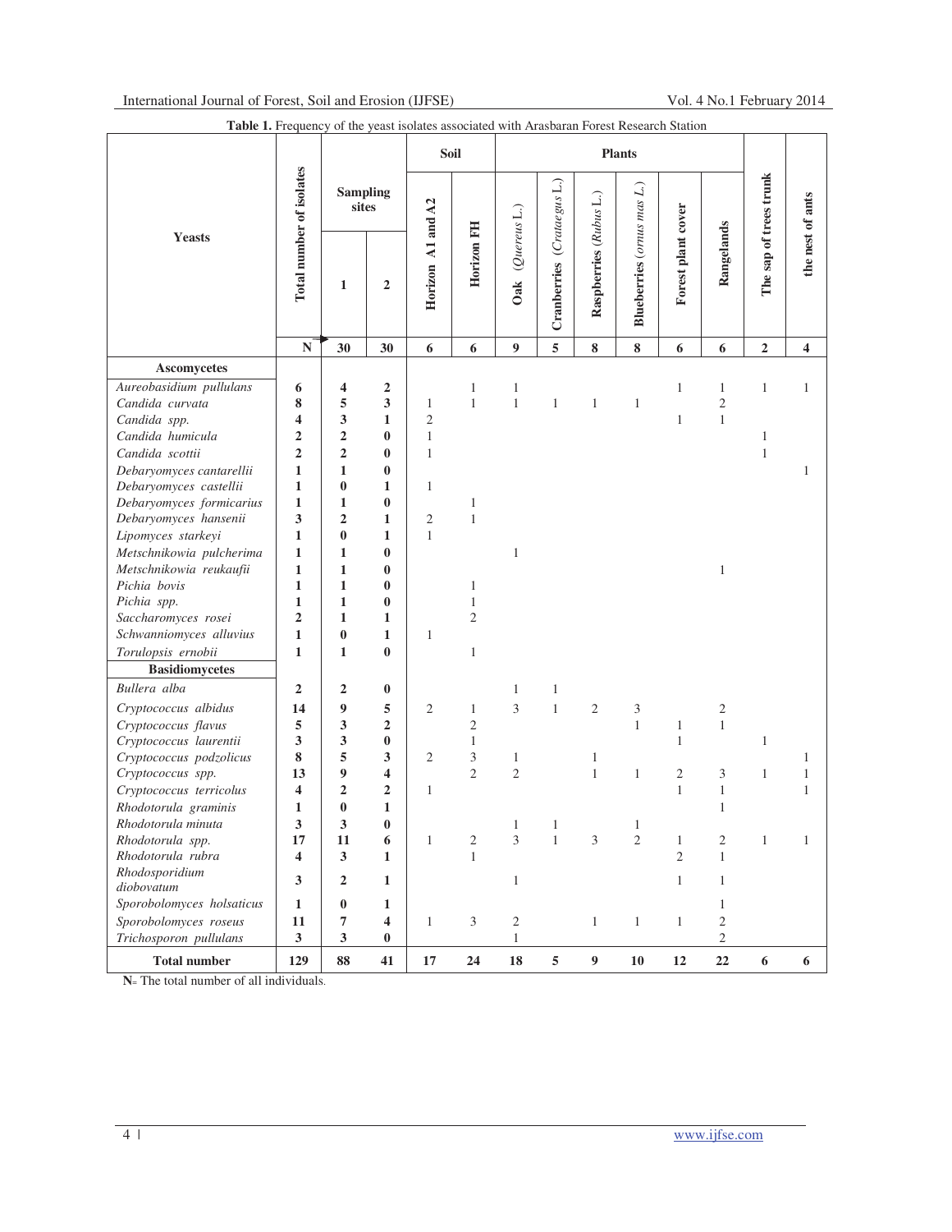**Table 1.** Frequency of the yeast isolates associated with Arasbaran Forest Research Station

| Yeasts | Total number of isolates | Sampling sites | | Soil | | Plants | | | | | | The sap of trees trunk | the nest of ants |
|---|---|---|---|---|---|---|---|---|---|---|---|---|---|
| | | 1 | 2 | Horizon A1 and A2 | Horizon FH | Oak (*Quercus* L.) | Cranberries (*Crataegus* L.) | Raspberries (*Rubus* L.) | Blueberries (*ornus mas L.*) | Forest plant cover | Rangelands | | |
| | **N** | **30** | **30** | **6** | **6** | **9** | **5** | **8** | **8** | **6** | **6** | **2** | **4** |
| **Ascomycetes** | | | | | | | | | | | | | |
| *Aureobasidium pullulans* | **6** | **4** | **2** | | 1 | 1 | | | | 1 | 1 | 1 | 1 |
| *Candida curvata* | **8** | **5** | **3** | 1 | 1 | 1 | 1 | 1 | 1 | | 2 | | |
| *Candida spp.* | **4** | **3** | **1** | 2 | | | | | | 1 | 1 | | |
| *Candida humicula* | **2** | **2** | **0** | 1 | | | | | | | | 1 | |
| *Candida scottii* | **2** | **2** | **0** | 1 | | | | | | | | 1 | |
| *Debaryomyces cantarellii* | **1** | **1** | **0** | | | | | | | | | | 1 |
| *Debaryomyces castellii* | **1** | **0** | **1** | 1 | | | | | | | | | |
| *Debaryomyces formicarius* | **1** | **1** | **0** | | 1 | | | | | | | | |
| *Debaryomyces hansenii* | **3** | **2** | **1** | 2 | 1 | | | | | | | | |
| *Lipomyces starkeyi* | **1** | **0** | **1** | 1 | | | | | | | | | |
| *Metschnikowia pulcherima* | **1** | **1** | **0** | | | 1 | | | | | | | |
| *Metschnikowia reukaufii* | **1** | **1** | **0** | | | | | | | | 1 | | |
| *Pichia bovis* | **1** | **1** | **0** | | 1 | | | | | | | | |
| *Pichia spp.* | **1** | **1** | **0** | | 1 | | | | | | | | |
| *Saccharomyces rosei* | **2** | **1** | **1** | | 2 | | | | | | | | |
| *Schwanniomyces alluvius* | **1** | **0** | **1** | 1 | | | | | | | | | |
| *Torulopsis ernobii* | **1** | **1** | **0** | | 1 | | | | | | | | |
| **Basidiomycetes** | | | | | | | | | | | | | |
| *Bullera alba* | **2** | **2** | **0** | | | 1 | 1 | | | | | | |
| *Cryptococcus albidus* | **14** | **9** | **5** | 2 | 1 | 3 | 1 | 2 | 3 | | 2 | | |
| *Cryptococcus flavus* | **5** | **3** | **2** | | 2 | | | | 1 | 1 | 1 | | |
| *Cryptococcus laurentii* | **3** | **3** | **0** | | 1 | | | | | 1 | | 1 | |
| *Cryptococcus podzolicus* | **8** | **5** | **3** | 2 | 3 | 1 | | 1 | | | | | 1 |
| *Cryptococcus spp.* | **13** | **9** | **4** | | 2 | 2 | | 1 | 1 | 2 | 3 | 1 | 1 |
| *Cryptococcus terricolus* | **4** | **2** | **2** | 1 | | | | | | 1 | 1 | | 1 |
| *Rhodotorula graminis* | **1** | **0** | **1** | | | | | | | | 1 | | |
| *Rhodotorula minuta* | **3** | **3** | **0** | | | 1 | 1 | | 1 | | | | |
| *Rhodotorula spp.* | **17** | **11** | **6** | 1 | 2 | 3 | 1 | 3 | 2 | 1 | 2 | 1 | 1 |
| *Rhodotorula rubra* | **4** | **3** | **1** | | 1 | | | | | 2 | 1 | | |
| *Rhodosporidium diobovatum* | **3** | **2** | **1** | | | 1 | | | | 1 | 1 | | |
| *Sporobolomyces holsaticus* | **1** | **0** | **1** | | | | | | | | 1 | | |
| *Sporobolomyces roseus* | **11** | **7** | **4** | 1 | 3 | 2 | | 1 | 1 | 1 | 2 | | |
| *Trichosporon pullulans* | **3** | **3** | **0** | | | 1 | | | | | 2 | | |
| **Total number** | **129** | **88** | **41** | **17** | **24** | **18** | **5** | **9** | **10** | **12** | **22** | **6** | **6** |

**N**= The total number of all individuals.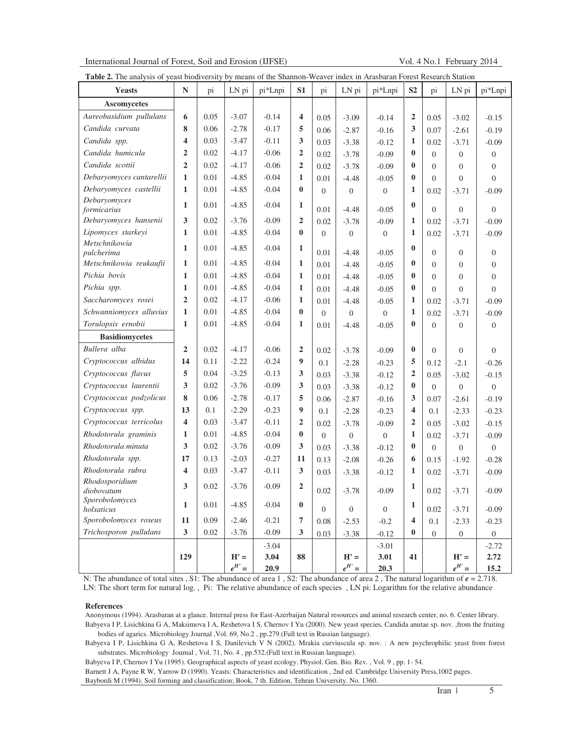**Table 2.** The analysis of yeast biodiversity by means of the Shannon-Weaver index in Arasbaran Forest Research Station

| Yeasts | N | pi | LN pi | pi*Lnpi | S1 | pi | LN pi | pi*Lnpi | S2 | pi | LN pi | pi*Lnpi |
|---|---|---|---|---|---|---|---|---|---|---|---|---|
| **Ascomycetes** | | | | | | | | | | | | |
| *Aureobasidium pullulans* | **6** | 0.05 | -3.07 | -0.14 | **4** | 0.05 | -3.09 | -0.14 | **2** | 0.05 | -3.02 | -0.15 |
| *Candida curvata* | **8** | 0.06 | -2.78 | -0.17 | **5** | 0.06 | -2.87 | -0.16 | **3** | 0.07 | -2.61 | -0.19 |
| *Candida spp.* | **4** | 0.03 | -3.47 | -0.11 | **3** | 0.03 | -3.38 | -0.12 | **1** | 0.02 | -3.71 | -0.09 |
| *Candida humicula* | **2** | 0.02 | -4.17 | -0.06 | **2** | 0.02 | -3.78 | -0.09 | **0** | 0 | 0 | 0 |
| *Candida scottii* | **2** | 0.02 | -4.17 | -0.06 | **2** | 0.02 | -3.78 | -0.09 | **0** | 0 | 0 | 0 |
| *Debaryomyces cantarellii* | **1** | 0.01 | -4.85 | -0.04 | **1** | 0.01 | -4.48 | -0.05 | **0** | 0 | 0 | 0 |
| *Debaryomyces castellii* | **1** | 0.01 | -4.85 | -0.04 | **0** | 0 | 0 | 0 | **1** | 0.02 | -3.71 | -0.09 |
| *Debaryomyces formicarius* | **1** | 0.01 | -4.85 | -0.04 | **1** | 0.01 | -4.48 | -0.05 | **0** | 0 | 0 | 0 |
| *Debaryomyces hansenii* | **3** | 0.02 | -3.76 | -0.09 | **2** | 0.02 | -3.78 | -0.09 | **1** | 0.02 | -3.71 | -0.09 |
| *Lipomyces starkeyi* | **1** | 0.01 | -4.85 | -0.04 | **0** | 0 | 0 | 0 | **1** | 0.02 | -3.71 | -0.09 |
| *Metschnikowia pulcherima* | **1** | 0.01 | -4.85 | -0.04 | **1** | 0.01 | -4.48 | -0.05 | **0** | 0 | 0 | 0 |
| *Metschnikowia reukaufii* | **1** | 0.01 | -4.85 | -0.04 | **1** | 0.01 | -4.48 | -0.05 | **0** | 0 | 0 | 0 |
| *Pichia bovis* | **1** | 0.01 | -4.85 | -0.04 | **1** | 0.01 | -4.48 | -0.05 | **0** | 0 | 0 | 0 |
| *Pichia spp.* | **1** | 0.01 | -4.85 | -0.04 | **1** | 0.01 | -4.48 | -0.05 | **0** | 0 | 0 | 0 |
| *Saccharomyces rosei* | **2** | 0.02 | -4.17 | -0.06 | **1** | 0.01 | -4.48 | -0.05 | **1** | 0.02 | -3.71 | -0.09 |
| *Schwanniomyces alluvius* | **1** | 0.01 | -4.85 | -0.04 | **0** | 0 | 0 | 0 | **1** | 0.02 | -3.71 | -0.09 |
| *Torulopsis ernobii* | **1** | 0.01 | -4.85 | -0.04 | **1** | 0.01 | -4.48 | -0.05 | **0** | 0 | 0 | 0 |
| **Basidiomycetes** | | | | | | | | | | | | |
| *Bullera alba* | **2** | 0.02 | -4.17 | -0.06 | **2** | 0.02 | -3.78 | -0.09 | **0** | 0 | 0 | 0 |
| *Cryptococcus albidus* | **14** | 0.11 | -2.22 | -0.24 | **9** | 0.1 | -2.28 | -0.23 | **5** | 0.12 | -2.1 | -0.26 |
| *Cryptococcus flavus* | **5** | 0.04 | -3.25 | -0.13 | **3** | 0.03 | -3.38 | -0.12 | **2** | 0.05 | -3.02 | -0.15 |
| *Cryptococcus laurentii* | **3** | 0.02 | -3.76 | -0.09 | **3** | 0.03 | -3.38 | -0.12 | **0** | 0 | 0 | 0 |
| *Cryptococcus podzolicus* | **8** | 0.06 | -2.78 | -0.17 | **5** | 0.06 | -2.87 | -0.16 | **3** | 0.07 | -2.61 | -0.19 |
| *Cryptococcus spp.* | **13** | 0.1 | -2.29 | -0.23 | **9** | 0.1 | -2.28 | -0.23 | **4** | 0.1 | -2.33 | -0.23 |
| *Cryptococcus terricolus* | **4** | 0.03 | -3.47 | -0.11 | **2** | 0.02 | -3.78 | -0.09 | **2** | 0.05 | -3.02 | -0.15 |
| *Rhodotorula graminis* | **1** | 0.01 | -4.85 | -0.04 | **0** | 0 | 0 | 0 | **1** | 0.02 | -3.71 | -0.09 |
| *Rhodotorula minuta* | **3** | 0.02 | -3.76 | -0.09 | **3** | 0.03 | -3.38 | -0.12 | **0** | 0 | 0 | 0 |
| *Rhodotorula spp.* | **17** | 0.13 | -2.03 | -0.27 | **11** | 0.13 | -2.08 | -0.26 | **6** | 0.15 | -1.92 | -0.28 |
| *Rhodotorula rubra* | **4** | 0.03 | -3.47 | -0.11 | **3** | 0.03 | -3.38 | -0.12 | **1** | 0.02 | -3.71 | -0.09 |
| *Rhodosporidium diobovatum* | **3** | 0.02 | -3.76 | -0.09 | **2** | 0.02 | -3.78 | -0.09 | **1** | 0.02 | -3.71 | -0.09 |
| *Sporobolomyces holsaticus* | **1** | 0.01 | -4.85 | -0.04 | **0** | 0 | 0 | 0 | **1** | 0.02 | -3.71 | -0.09 |
| *Sporobolomyces roseus* | **11** | 0.09 | -2.46 | -0.21 | **7** | 0.08 | -2.53 | -0.2 | **4** | 0.1 | -2.33 | -0.23 |
| *Trichosporon pullulans* | **3** | 0.02 | -3.76 | -0.09 | **3** | 0.03 | -3.38 | -0.12 | **0** | 0 | 0 | 0 |
| | | | | -3.04 | | | | -3.01 | | | | -2.72 |
| | **129** | | **H' =** | **3.04** | **88** | | **H' =** | **3.01** | **41** | | **H' =** | **2.72** |
| | | | $e^{H'}$ **=** | **20.9** | | | $e^{H'}$ **=** | **20.3** | | | $e^{H'}$ **=** | **15.2** |

N: The abundance of total sites , S1: The abundance of area 1 , S2: The abundance of area 2 , The natural logarithm of $e$ = 2.718. LN: The short term for natural log. , Pi: The relative abundance of each species , LN pi: Logarithm for the relative abundance

### References

Anonymous (1994). Arasbaran at a glance. Internal press for East-Azerbaijan Natural resources and animal research center, no. 6. Center library.

Babyeva I P, Lisichkina G A, Maksimova I A, Reshetova I S, Chernov I Yu (2000). New yeast species, Candida anutae sp. nov. ,from the fruiting bodies of agarics. Microbiology Journal ,Vol. 69, No.2 , pp.279.(Full text in Russian language).

Babyeva I P, Lisichkina G A, Reshetova I S, Danilevich V N (2002). Mrakia curviuscula sp. nov. : A new psychrophilic yeast from forest substrates. Microbiology Journal , Vol. 71, No. 4 , pp.532.(Full text in Russian language).

Babyeva I P, Chernov I Yu (1995). Geographical aspects of yeast ecology. Physiol. Gen. Bio. Rev. , Vol. 9 , pp. 1- 54.

Barnett J A, Payne R W, Yarrow D (1990). Yeasts: Characteristics and identification , 2nd ed. Cambridge University Press,1002 pages.

Baybordi M (1994). Soil forming and classification; Book, 7 th. Edition, Tehran University. No. 1360.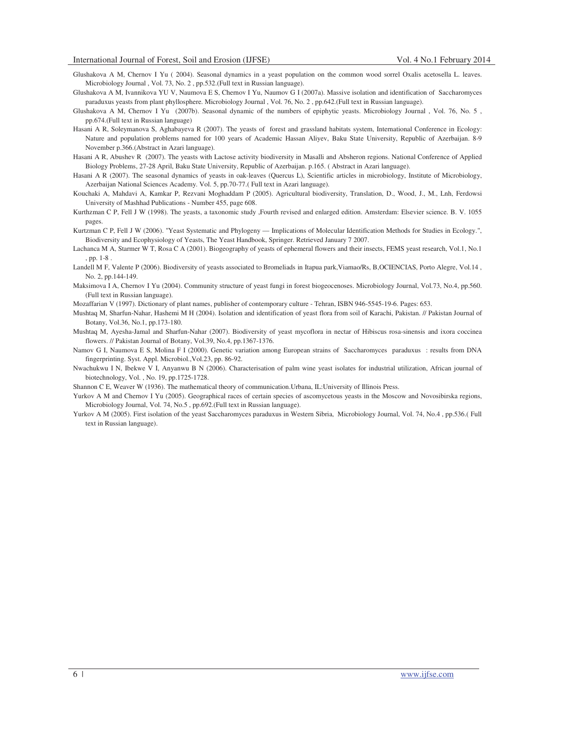Glushakova A M, Chernov I Yu ( 2004). Seasonal dynamics in a yeast population on the common wood sorrel Oxalis acetosella L. leaves. Microbiology Journal , Vol. 73, No. 2 , pp.532.(Full text in Russian language).

Glushakova A M, Ivannikova YU V, Naumova E S, Chernov I Yu, Naumov G I (2007a). Massive isolation and identification of Saccharomyces paraduxus yeasts from plant phyllosphere. Microbiology Journal , Vol. 76, No. 2 , pp.642.(Full text in Russian language).

Glushakova A M, Chernov I Yu (2007b). Seasonal dynamic of the numbers of epiphytic yeasts. Microbiology Journal , Vol. 76, No. 5 , pp.674.(Full text in Russian language)

Hasani A R, Soleymanova S, Aghabayeva R (2007). The yeasts of forest and grassland habitats system, International Conference in Ecology: Nature and population problems named for 100 years of Academic Hassan Aliyev, Baku State University, Republic of Azerbaijan. 8-9 November p.366.(Abstract in Azari language).

Hasani A R, Abushev R (2007). The yeasts with Lactose activity biodiversity in Masalli and Absheron regions. National Conference of Applied Biology Problems, 27-28 April, Baku State University, Republic of Azerbaijan. p.165. ( Abstract in Azari language).

Hasani A R (2007). The seasonal dynamics of yeasts in oak-leaves (Quercus L), Scientific articles in microbiology, Institute of Microbiology, Azerbaijan National Sciences Academy. Vol. 5, pp.70-77.( Full text in Azari language).

Kouchaki A, Mahdavi A, Kamkar P, Rezvani Moghaddam P (2005). Agricultural biodiversity, Translation, D., Wood, J., M., Lnh, Ferdowsi University of Mashhad Publications - Number 455, page 608.

Kurthzman C P, Fell J W (1998). The yeasts, a taxonomic study ,Fourth revised and enlarged edition. Amsterdam: Elsevier science. B. V. 1055 pages.

Kurtzman C P, Fell J W (2006). "Yeast Systematic and Phylogeny — Implications of Molecular Identification Methods for Studies in Ecology.", Biodiversity and Ecophysiology of Yeasts, The Yeast Handbook, Springer. Retrieved January 7 2007.

Lachanca M A, Starmer W T, Rosa C A (2001). Biogeography of yeasts of ephemeral flowers and their insects, FEMS yeast research, Vol.1, No.1 , pp. 1-8 .

Landell M F, Valente P (2006). Biodiversity of yeasts associated to Bromeliads in Itapua park,Viamao/Rs, B,OCIENCIAS, Porto Alegre, Vol.14 , No. 2, pp.144-149.

Maksimova I A, Chernov I Yu (2004). Community structure of yeast fungi in forest biogeocenoses. Microbiology Journal, Vol.73, No.4, pp.560. (Full text in Russian language).

Mozaffarian V (1997). Dictionary of plant names, publisher of contemporary culture - Tehran, ISBN 946-5545-19-6. Pages: 653.

Mushtaq M, Sharfun-Nahar, Hashemi M H (2004). Isolation and identification of yeast flora from soil of Karachi, Pakistan. // Pakistan Journal of Botany, Vol.36, No.1, pp.173-180.

Mushtaq M, Ayesha-Jamal and Sharfun-Nahar (2007). Biodiversity of yeast mycoflora in nectar of Hibiscus rosa-sinensis and ixora coccinea flowers. // Pakistan Journal of Botany, Vol.39, No.4, pp.1367-1376.

Namov G I, Naumova E S, Molina F I (2000). Genetic variation among European strains of Saccharomyces paraduxus : results from DNA fingerprinting. Syst. Appl. Microbiol.,Vol.23, pp. 86-92.

Nwachukwu I N, Ibekwe V I, Anyanwu B N (2006). Characterisation of palm wine yeast isolates for industrial utilization, African journal of biotechnology, Vol. , No. 19, pp.1725-1728.

Shannon C E, Weaver W (1936). The mathematical theory of communication.Urbana, IL:University of Illinois Press.

Yurkov A M and Chernov I Yu (2005). Geographical races of certain species of ascomycetous yeasts in the Moscow and Novosibirska regions, Microbiology Journal, Vol. 74, No.5 , pp.692.(Full text in Russian language).

Yurkov A M (2005). First isolation of the yeast Saccharomyces paraduxus in Western Sibria, Microbiology Journal, Vol. 74, No.4 , pp.536.( Full text in Russian language).